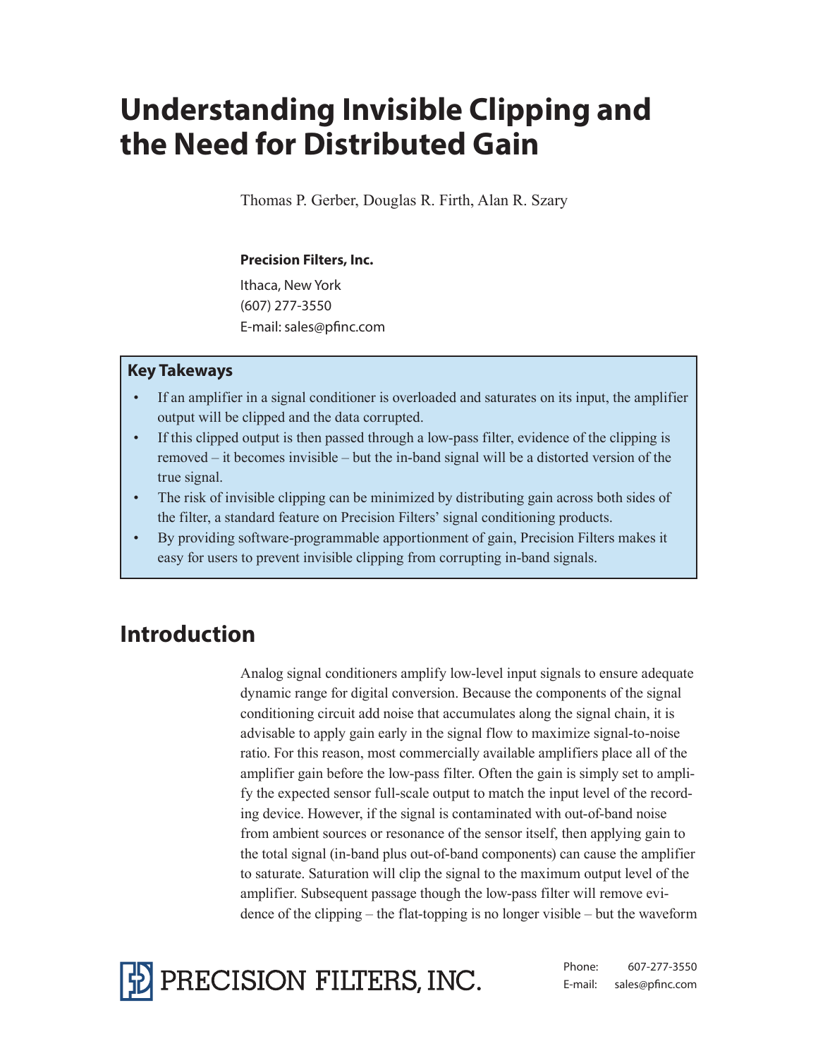# Understanding Invisible Clipping and the Need for Distributed Gain

Thomas P. Gerber, Douglas R. Firth, Alan R. Szary

**Precision Filters, Inc.**

Ithaca, New York
(607) 277-3550
E-mail: sales@pfinc.com

### Key Takeways

- If an amplifier in a signal conditioner is overloaded and saturates on its input, the amplifier output will be clipped and the data corrupted.
- If this clipped output is then passed through a low-pass filter, evidence of the clipping is removed – it becomes invisible – but the in-band signal will be a distorted version of the true signal.
- The risk of invisible clipping can be minimized by distributing gain across both sides of the filter, a standard feature on Precision Filters' signal conditioning products.
- By providing software-programmable apportionment of gain, Precision Filters makes it easy for users to prevent invisible clipping from corrupting in-band signals.

## Introduction

Analog signal conditioners amplify low-level input signals to ensure adequate dynamic range for digital conversion. Because the components of the signal conditioning circuit add noise that accumulates along the signal chain, it is advisable to apply gain early in the signal flow to maximize signal-to-noise ratio. For this reason, most commercially available amplifiers place all of the amplifier gain before the low-pass filter. Often the gain is simply set to amplify the expected sensor full-scale output to match the input level of the recording device. However, if the signal is contaminated with out-of-band noise from ambient sources or resonance of the sensor itself, then applying gain to the total signal (in-band plus out-of-band components) can cause the amplifier to saturate. Saturation will clip the signal to the maximum output level of the amplifier. Subsequent passage though the low-pass filter will remove evidence of the clipping – the flat-topping is no longer visible – but the waveform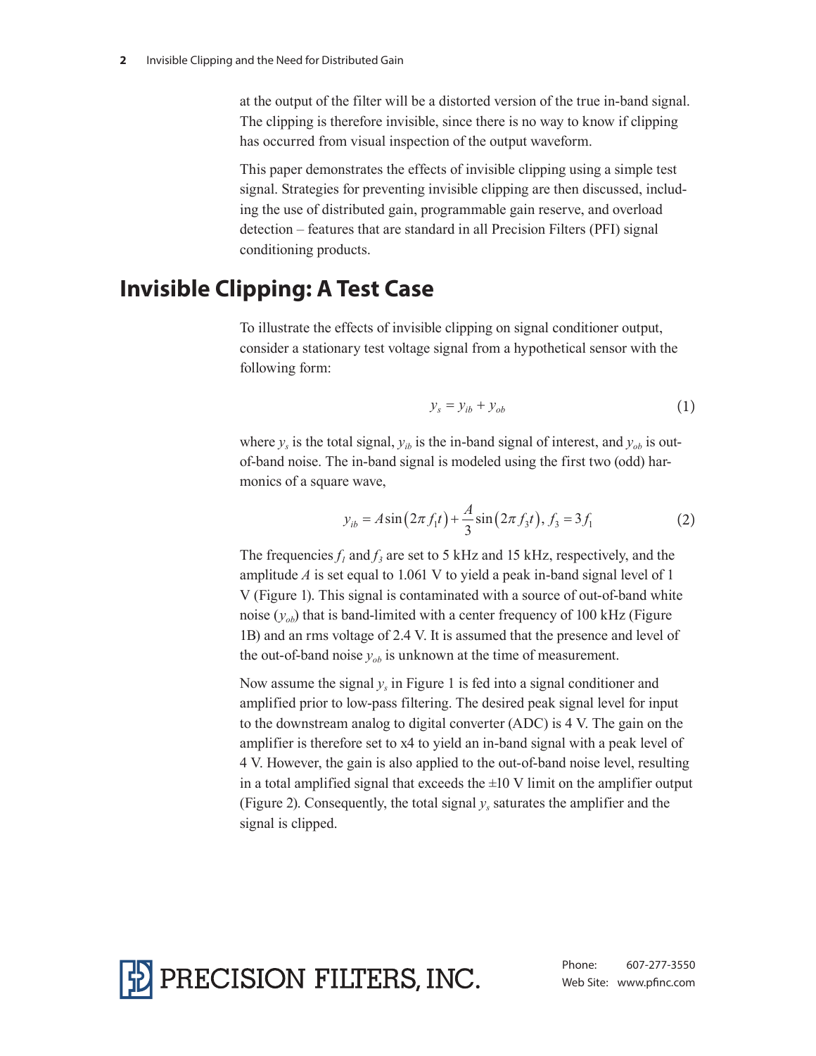at the output of the filter will be a distorted version of the true in-band signal. The clipping is therefore invisible, since there is no way to know if clipping has occurred from visual inspection of the output waveform.

This paper demonstrates the effects of invisible clipping using a simple test signal. Strategies for preventing invisible clipping are then discussed, including the use of distributed gain, programmable gain reserve, and overload detection – features that are standard in all Precision Filters (PFI) signal conditioning products.

## Invisible Clipping: A Test Case

To illustrate the effects of invisible clipping on signal conditioner output, consider a stationary test voltage signal from a hypothetical sensor with the following form:

$$y_s = y_{ib} + y_{ob} \tag{1}$$

where $y_s$ is the total signal, $y_{ib}$ is the in-band signal of interest, and $y_{ob}$ is out-of-band noise. The in-band signal is modeled using the first two (odd) harmonics of a square wave,

$$y_{ib} = A\sin\left(2\pi f_1 t\right) + \frac{A}{3}\sin\left(2\pi f_3 t\right),\ f_3 = 3f_1 \tag{2}$$

The frequencies $f_1$ and $f_3$ are set to 5 kHz and 15 kHz, respectively, and the amplitude $A$ is set equal to 1.061 V to yield a peak in-band signal level of 1 V (Figure 1). This signal is contaminated with a source of out-of-band white noise ($y_{ob}$) that is band-limited with a center frequency of 100 kHz (Figure 1B) and an rms voltage of 2.4 V. It is assumed that the presence and level of the out-of-band noise $y_{ob}$ is unknown at the time of measurement.

Now assume the signal $y_s$ in Figure 1 is fed into a signal conditioner and amplified prior to low-pass filtering. The desired peak signal level for input to the downstream analog to digital converter (ADC) is 4 V. The gain on the amplifier is therefore set to x4 to yield an in-band signal with a peak level of 4 V. However, the gain is also applied to the out-of-band noise level, resulting in a total amplified signal that exceeds the ±10 V limit on the amplifier output (Figure 2). Consequently, the total signal $y_s$ saturates the amplifier and the signal is clipped.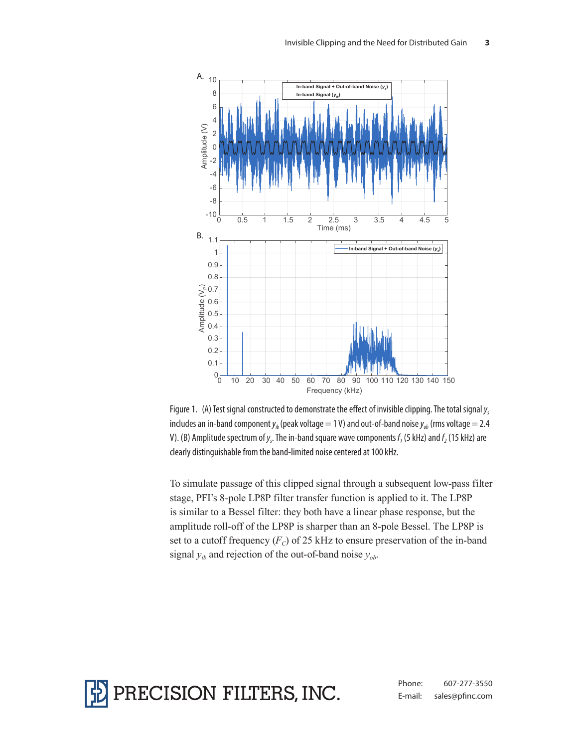A.

In-band Signal + Out-of-band Noise ($y_s$)

In-band Signal ($y_{ib}$)

Amplitude (V)

10
8
6
4
2
0
-2
-4
-6
-8
-10

0 0.5 1 1.5 2 2.5 3 3.5 4 4.5 5

Time (ms)

B.

In-band Signal + Out-of-band Noise ($y_s$)

Amplitude ($V_P$)

1.1
1
0.9
0.8
0.7
0.6
0.5
0.4
0.3
0.2
0.1
0

0 10 20 30 40 50 60 70 80 90 100 110 120 130 140 150

Frequency (kHz)

Figure 1. (A) Test signal constructed to demonstrate the effect of invisible clipping. The total signal $y_s$ includes an in-band component $y_{ib}$ (peak voltage = 1 V) and out-of-band noise $y_{ob}$ (rms voltage = 2.4 V). (B) Amplitude spectrum of $y_s$. The in-band square wave components $f_1$ (5 kHz) and $f_2$ (15 kHz) are clearly distinguishable from the band-limited noise centered at 100 kHz.

To simulate passage of this clipped signal through a subsequent low-pass filter stage, PFI's 8-pole LP8P filter transfer function is applied to it. The LP8P is similar to a Bessel filter: they both have a linear phase response, but the amplitude roll-off of the LP8P is sharper than an 8-pole Bessel. The LP8P is set to a cutoff frequency ($F_C$) of 25 kHz to ensure preservation of the in-band signal $y_{ib}$ and rejection of the out-of-band noise $y_{ob}$.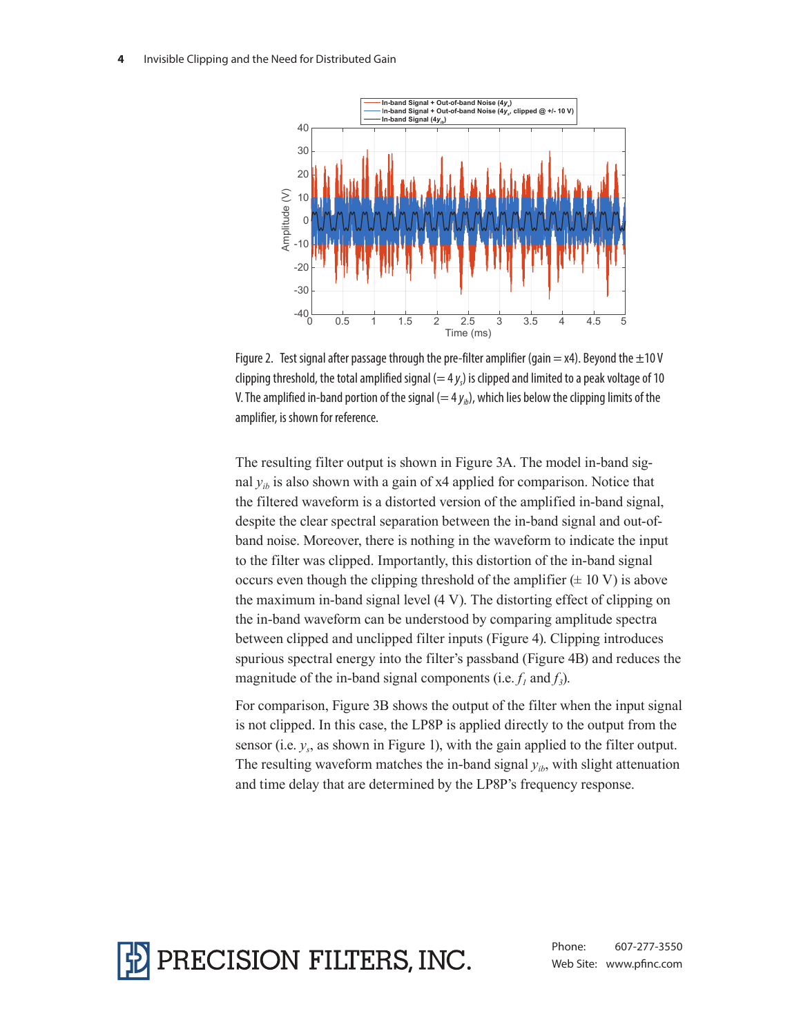In-band Signal + Out-of-band Noise ($4y_s$)
In-band Signal + Out-of-band Noise ($4y_s$, clipped @ +/- 10 V)
In-band Signal ($4y_{ib}$)

40
30
20
10
0
-10
-20
-30
-40

Amplitude (V)

0 0.5 1 1.5 2 2.5 3 3.5 4 4.5 5

Time (ms)

Figure 2. Test signal after passage through the pre-filter amplifier (gain = x4). Beyond the ±10 V clipping threshold, the total amplified signal (= $4\,y_s$) is clipped and limited to a peak voltage of 10 V. The amplified in-band portion of the signal (= $4\,y_{ib}$), which lies below the clipping limits of the amplifier, is shown for reference.

The resulting filter output is shown in Figure 3A. The model in-band signal $y_{ib}$ is also shown with a gain of x4 applied for comparison. Notice that the filtered waveform is a distorted version of the amplified in-band signal, despite the clear spectral separation between the in-band signal and out-of-band noise. Moreover, there is nothing in the waveform to indicate the input to the filter was clipped. Importantly, this distortion of the in-band signal occurs even though the clipping threshold of the amplifier (± 10 V) is above the maximum in-band signal level (4 V). The distorting effect of clipping on the in-band waveform can be understood by comparing amplitude spectra between clipped and unclipped filter inputs (Figure 4). Clipping introduces spurious spectral energy into the filter's passband (Figure 4B) and reduces the magnitude of the in-band signal components (i.e. $f_1$ and $f_3$).

For comparison, Figure 3B shows the output of the filter when the input signal is not clipped. In this case, the LP8P is applied directly to the output from the sensor (i.e. $y_s$, as shown in Figure 1), with the gain applied to the filter output. The resulting waveform matches the in-band signal $y_{ib}$, with slight attenuation and time delay that are determined by the LP8P's frequency response.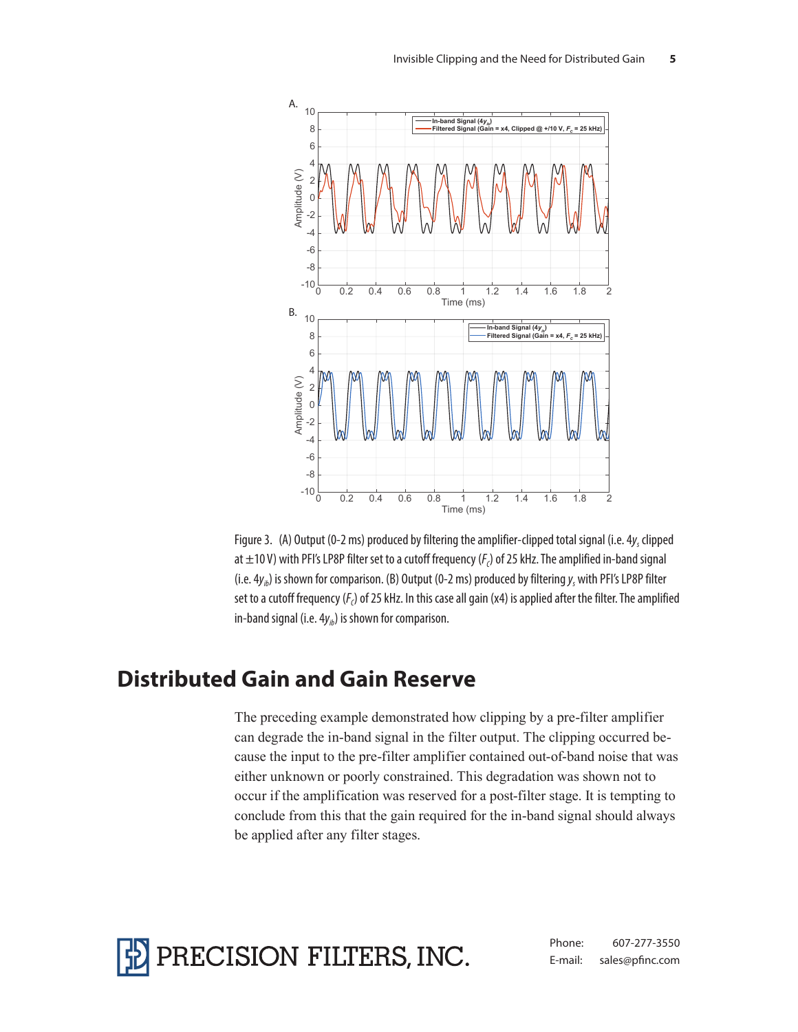A.

10
8
6
4
2
0
-2
-4
-6
-8
-10

Amplitude (V)

0 0.2 0.4 0.6 0.8 1 1.2 1.4 1.6 1.8 2

Time (ms)

In-band Signal ($4y_{ib}$)

Filtered Signal (Gain = x4, Clipped @ +/10 V, $F_c$ = 25 kHz)

B.

10
8
6
4
2
0
-2
-4
-6
-8
-10

Amplitude (V)

0 0.2 0.4 0.6 0.8 1 1.2 1.4 1.6 1.8 2

Time (ms)

In-band Signal ($4y_{ib}$)

Filtered Signal (Gain = x4, $F_c$ = 25 kHz)

Figure 3. (A) Output (0-2 ms) produced by filtering the amplifier-clipped total signal (i.e. $4y_s$ clipped at ±10 V) with PFI's LP8P filter set to a cutoff frequency ($F_C$) of 25 kHz. The amplified in-band signal (i.e. $4y_{ib}$) is shown for comparison. (B) Output (0-2 ms) produced by filtering $y_s$ with PFI's LP8P filter set to a cutoff frequency ($F_C$) of 25 kHz. In this case all gain (x4) is applied after the filter. The amplified in-band signal (i.e. $4y_{ib}$) is shown for comparison.

## Distributed Gain and Gain Reserve

The preceding example demonstrated how clipping by a pre-filter amplifier can degrade the in-band signal in the filter output. The clipping occurred because the input to the pre-filter amplifier contained out-of-band noise that was either unknown or poorly constrained. This degradation was shown not to occur if the amplification was reserved for a post-filter stage. It is tempting to conclude from this that the gain required for the in-band signal should always be applied after any filter stages.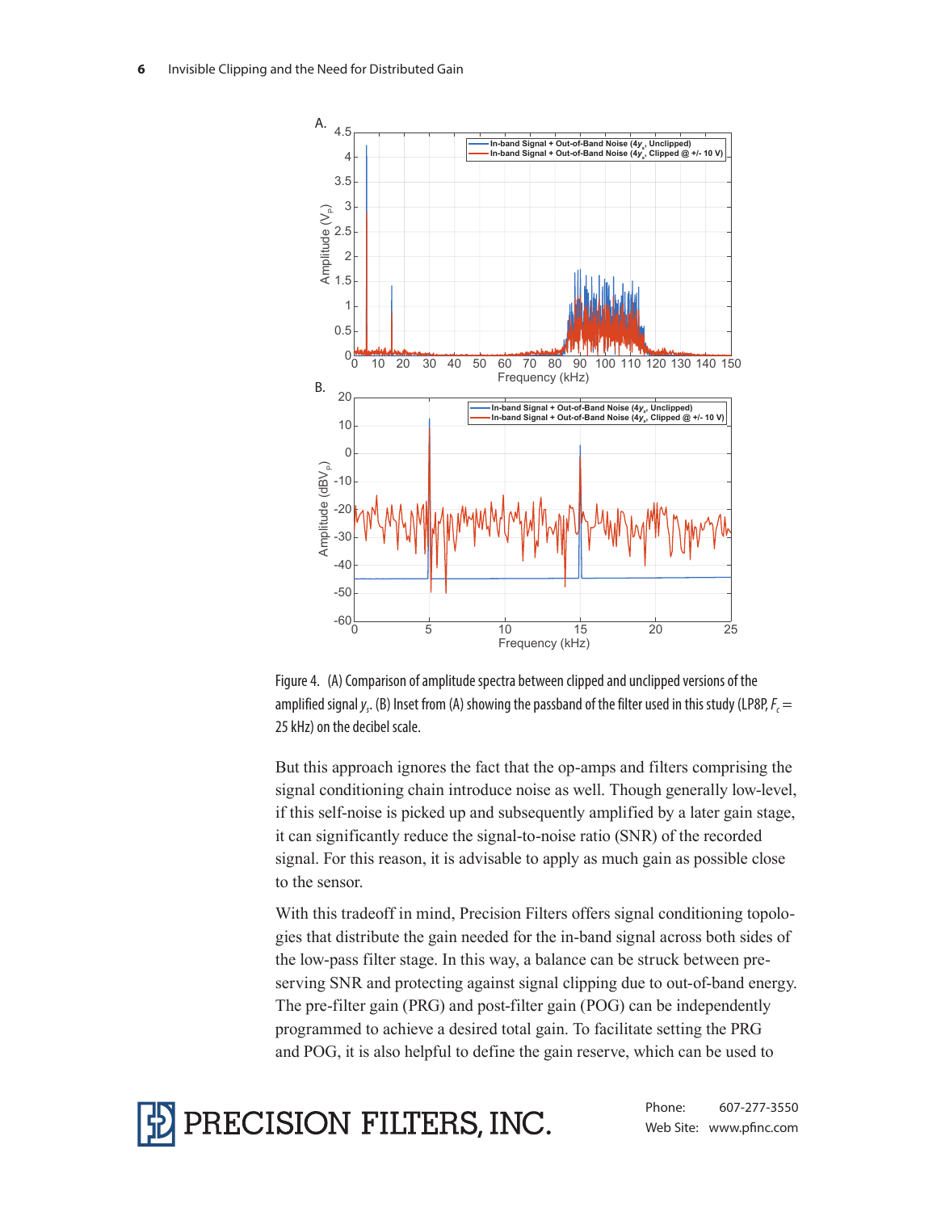A.

In-band Signal + Out-of-Band Noise ($4y_s$, Unclipped)
In-band Signal + Out-of-Band Noise ($4y_s$, Clipped @ +/- 10 V)

Amplitude ($V_P$)

4.5
4
3.5
3
2.5
2
1.5
1
0.5
0

0 10 20 30 40 50 60 70 80 90 100 110 120 130 140 150

Frequency (kHz)

B.

In-band Signal + Out-of-Band Noise ($4y_s$, Unclipped)
In-band Signal + Out-of-Band Noise ($4y_s$, Clipped @ +/- 10 V)

Amplitude ($dBV_P$)

20
10
0
-10
-20
-30
-40
-50
-60

0 5 10 15 20 25

Frequency (kHz)

Figure 4. (A) Comparison of amplitude spectra between clipped and unclipped versions of the amplified signal $y_s$. (B) Inset from (A) showing the passband of the filter used in this study (LP8P, $F_c$ = 25 kHz) on the decibel scale.

But this approach ignores the fact that the op-amps and filters comprising the signal conditioning chain introduce noise as well. Though generally low-level, if this self-noise is picked up and subsequently amplified by a later gain stage, it can significantly reduce the signal-to-noise ratio (SNR) of the recorded signal. For this reason, it is advisable to apply as much gain as possible close to the sensor.

With this tradeoff in mind, Precision Filters offers signal conditioning topologies that distribute the gain needed for the in-band signal across both sides of the low-pass filter stage. In this way, a balance can be struck between preserving SNR and protecting against signal clipping due to out-of-band energy. The pre-filter gain (PRG) and post-filter gain (POG) can be independently programmed to achieve a desired total gain. To facilitate setting the PRG and POG, it is also helpful to define the gain reserve, which can be used to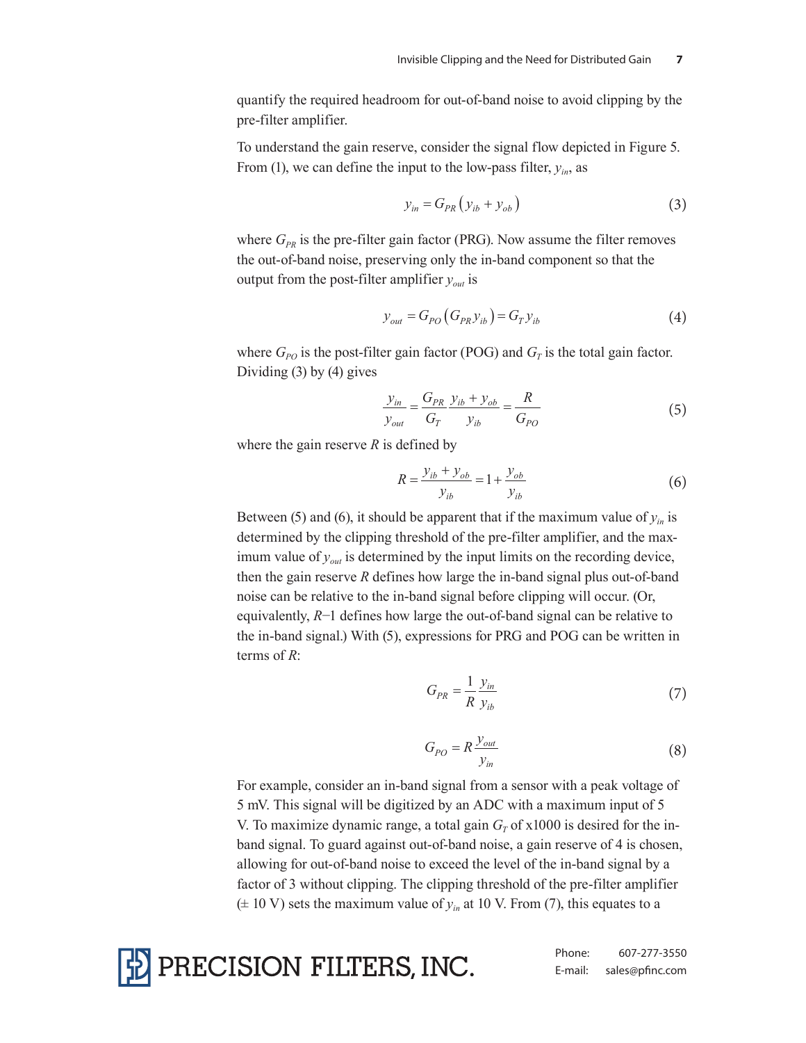quantify the required headroom for out-of-band noise to avoid clipping by the pre-filter amplifier.

To understand the gain reserve, consider the signal flow depicted in Figure 5. From (1), we can define the input to the low-pass filter, $y_{in}$, as

$$y_{in} = G_{PR}\left(y_{ib} + y_{ob}\right) \tag{3}$$

where $G_{PR}$ is the pre-filter gain factor (PRG). Now assume the filter removes the out-of-band noise, preserving only the in-band component so that the output from the post-filter amplifier $y_{out}$ is

$$y_{out} = G_{PO}\left(G_{PR} y_{ib}\right) = G_T y_{ib} \tag{4}$$

where $G_{PO}$ is the post-filter gain factor (POG) and $G_T$ is the total gain factor. Dividing (3) by (4) gives

$$\frac{y_{in}}{y_{out}} = \frac{G_{PR}}{G_T}\frac{y_{ib} + y_{ob}}{y_{ib}} = \frac{R}{G_{PO}} \tag{5}$$

where the gain reserve $R$ is defined by

$$R = \frac{y_{ib} + y_{ob}}{y_{ib}} = 1 + \frac{y_{ob}}{y_{ib}} \tag{6}$$

Between (5) and (6), it should be apparent that if the maximum value of $y_{in}$ is determined by the clipping threshold of the pre-filter amplifier, and the maximum value of $y_{out}$ is determined by the input limits on the recording device, then the gain reserve $R$ defines how large the in-band signal plus out-of-band noise can be relative to the in-band signal before clipping will occur. (Or, equivalently, $R-1$ defines how large the out-of-band signal can be relative to the in-band signal.) With (5), expressions for PRG and POG can be written in terms of $R$:

$$G_{PR} = \frac{1}{R}\frac{y_{in}}{y_{ib}} \tag{7}$$

$$G_{PO} = R\frac{y_{out}}{y_{in}} \tag{8}$$

For example, consider an in-band signal from a sensor with a peak voltage of 5 mV. This signal will be digitized by an ADC with a maximum input of 5 V. To maximize dynamic range, a total gain $G_T$ of x1000 is desired for the in-band signal. To guard against out-of-band noise, a gain reserve of 4 is chosen, allowing for out-of-band noise to exceed the level of the in-band signal by a factor of 3 without clipping. The clipping threshold of the pre-filter amplifier (± 10 V) sets the maximum value of $y_{in}$ at 10 V. From (7), this equates to a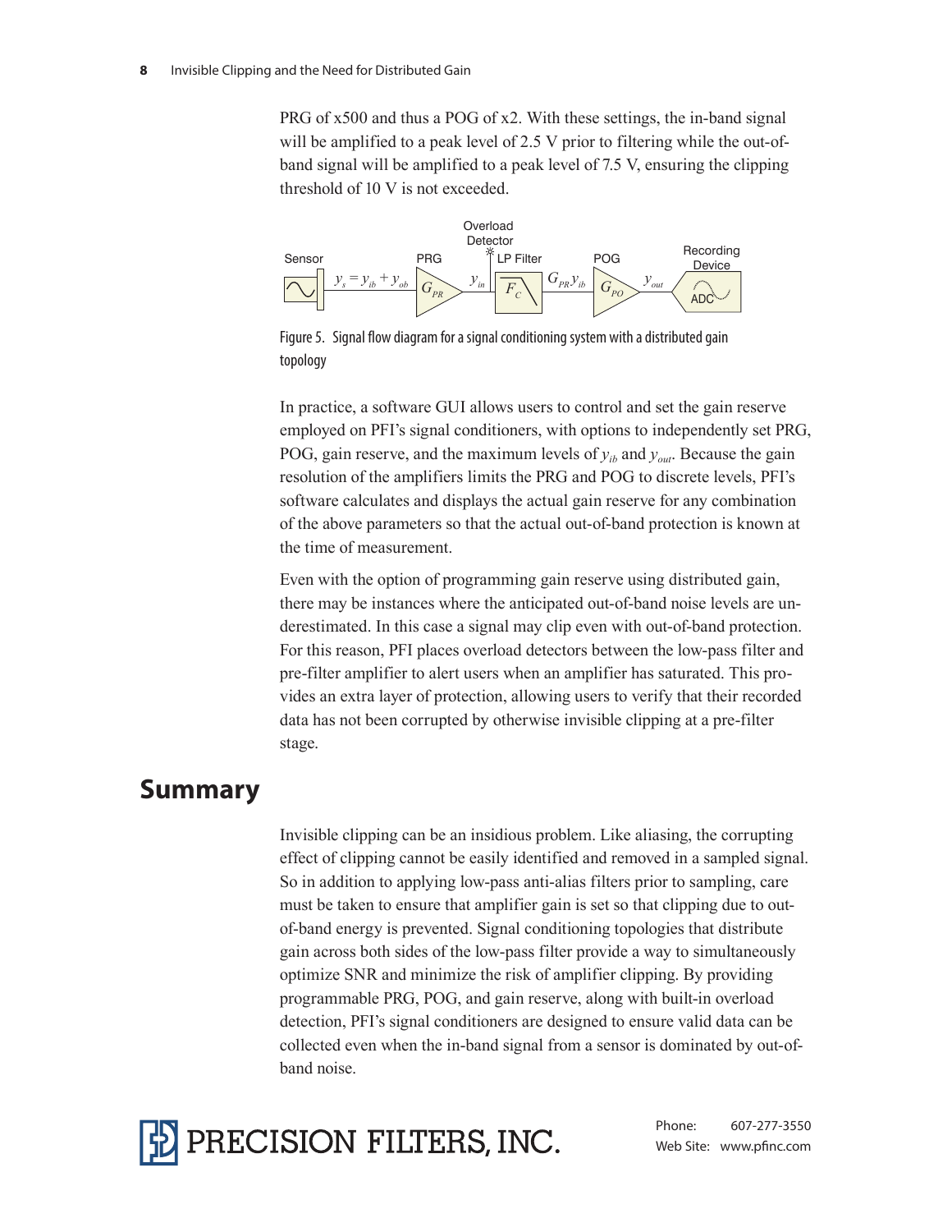PRG of x500 and thus a POG of x2. With these settings, the in-band signal will be amplified to a peak level of 2.5 V prior to filtering while the out-of-band signal will be amplified to a peak level of 7.5 V, ensuring the clipping threshold of 10 V is not exceeded.

Overload Detector

Sensor

$y_s = y_{ib} + y_{ob}$

PRG

$G_{PR}$

$y_{in}$

LP Filter

$F_C$

$G_{PR} y_{ib}$

POG

$G_{PO}$

$y_{out}$

Recording Device

ADC

Figure 5. Signal flow diagram for a signal conditioning system with a distributed gain topology

In practice, a software GUI allows users to control and set the gain reserve employed on PFI's signal conditioners, with options to independently set PRG, POG, gain reserve, and the maximum levels of $y_{ib}$ and $y_{out}$. Because the gain resolution of the amplifiers limits the PRG and POG to discrete levels, PFI's software calculates and displays the actual gain reserve for any combination of the above parameters so that the actual out-of-band protection is known at the time of measurement.

Even with the option of programming gain reserve using distributed gain, there may be instances where the anticipated out-of-band noise levels are underestimated. In this case a signal may clip even with out-of-band protection. For this reason, PFI places overload detectors between the low-pass filter and pre-filter amplifier to alert users when an amplifier has saturated. This provides an extra layer of protection, allowing users to verify that their recorded data has not been corrupted by otherwise invisible clipping at a pre-filter stage.

## Summary

Invisible clipping can be an insidious problem. Like aliasing, the corrupting effect of clipping cannot be easily identified and removed in a sampled signal. So in addition to applying low-pass anti-alias filters prior to sampling, care must be taken to ensure that amplifier gain is set so that clipping due to out-of-band energy is prevented. Signal conditioning topologies that distribute gain across both sides of the low-pass filter provide a way to simultaneously optimize SNR and minimize the risk of amplifier clipping. By providing programmable PRG, POG, and gain reserve, along with built-in overload detection, PFI's signal conditioners are designed to ensure valid data can be collected even when the in-band signal from a sensor is dominated by out-of-band noise.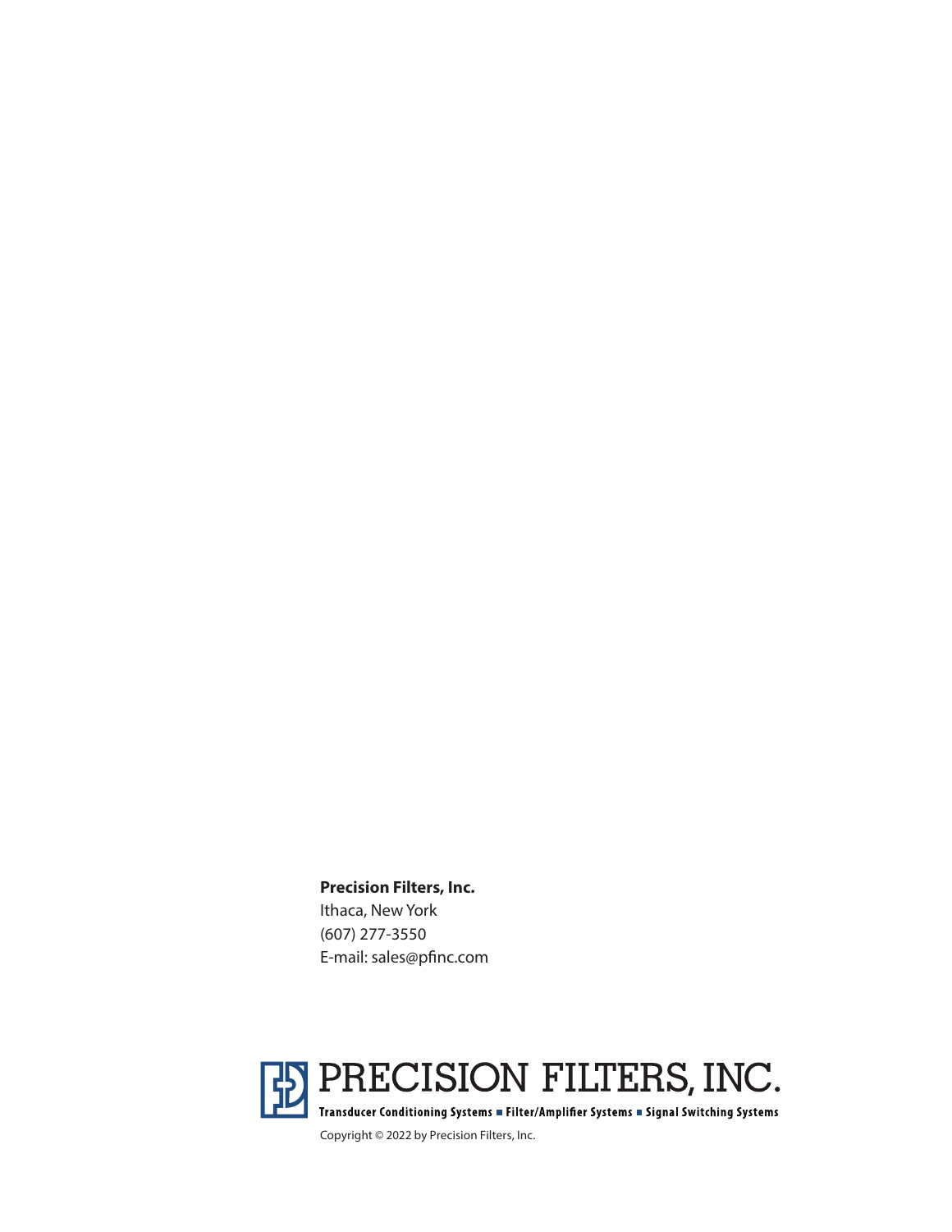**Precision Filters, Inc.**
Ithaca, New York
(607) 277-3550
E-mail: sales@pfinc.com

PRECISION FILTERS, INC.

Transducer Conditioning Systems ■ Filter/Amplifier Systems ■ Signal Switching Systems

Copyright © 2022 by Precision Filters, Inc.